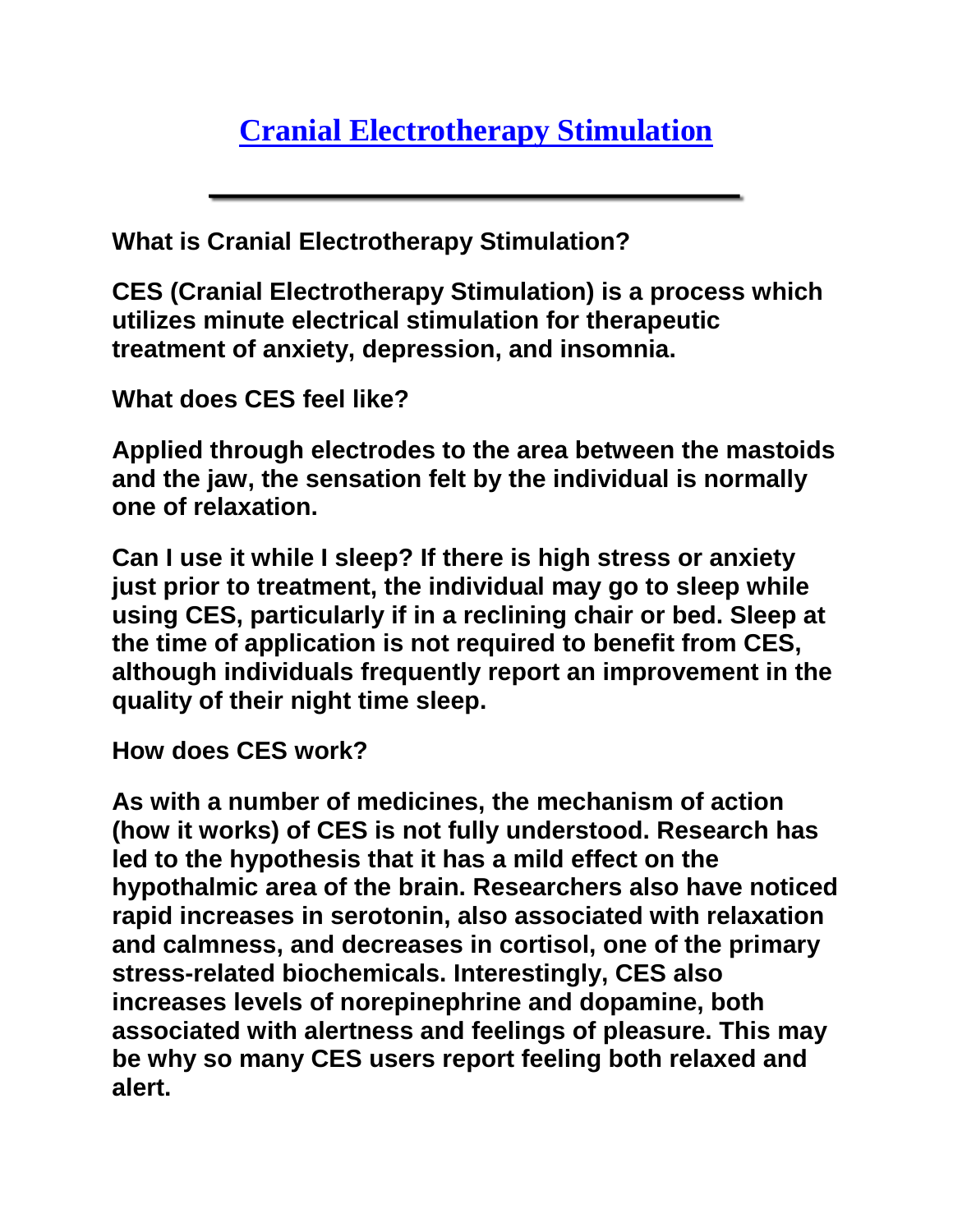# Cranial Electrotherapy Stimulation

---

**What is Cranial Electrotherapy Stimulation?**

**CES (Cranial Electrotherapy Stimulation) is a process which utilizes minute electrical stimulation for therapeutic treatment of anxiety, depression, and insomnia.**

**What does CES feel like?**

**Applied through electrodes to the area between the mastoids and the jaw, the sensation felt by the individual is normally one of relaxation.**

**Can I use it while I sleep? If there is high stress or anxiety just prior to treatment, the individual may go to sleep while using CES, particularly if in a reclining chair or bed. Sleep at the time of application is not required to benefit from CES, although individuals frequently report an improvement in the quality of their night time sleep.**

**How does CES work?**

**As with a number of medicines, the mechanism of action (how it works) of CES is not fully understood. Research has led to the hypothesis that it has a mild effect on the hypothalmic area of the brain. Researchers also have noticed rapid increases in serotonin, also associated with relaxation and calmness, and decreases in cortisol, one of the primary stress-related biochemicals. Interestingly, CES also increases levels of norepinephrine and dopamine, both associated with alertness and feelings of pleasure. This may be why so many CES users report feeling both relaxed and alert.**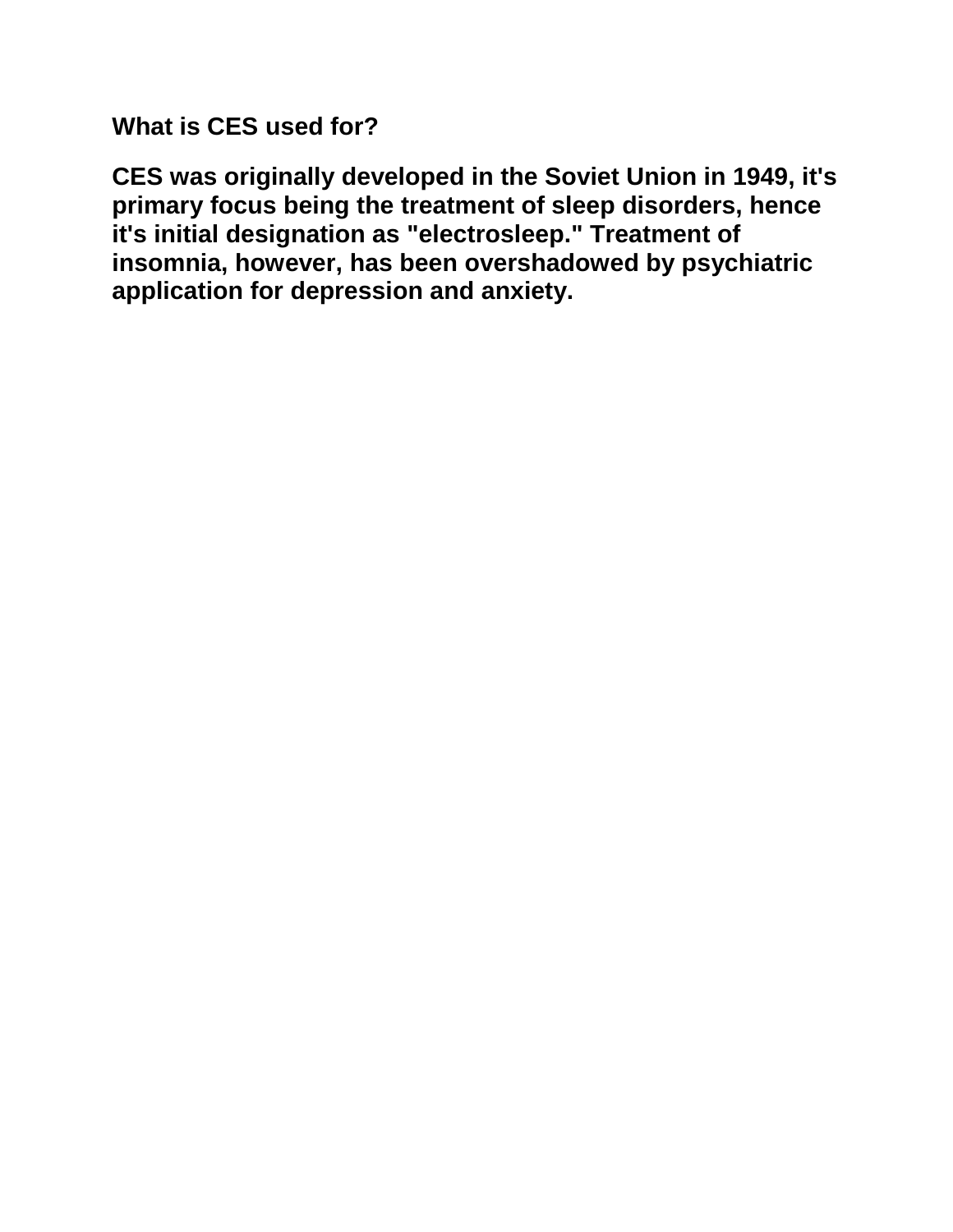**What is CES used for?**

**CES was originally developed in the Soviet Union in 1949, it's primary focus being the treatment of sleep disorders, hence it's initial designation as "electrosleep." Treatment of insomnia, however, has been overshadowed by psychiatric application for depression and anxiety.**